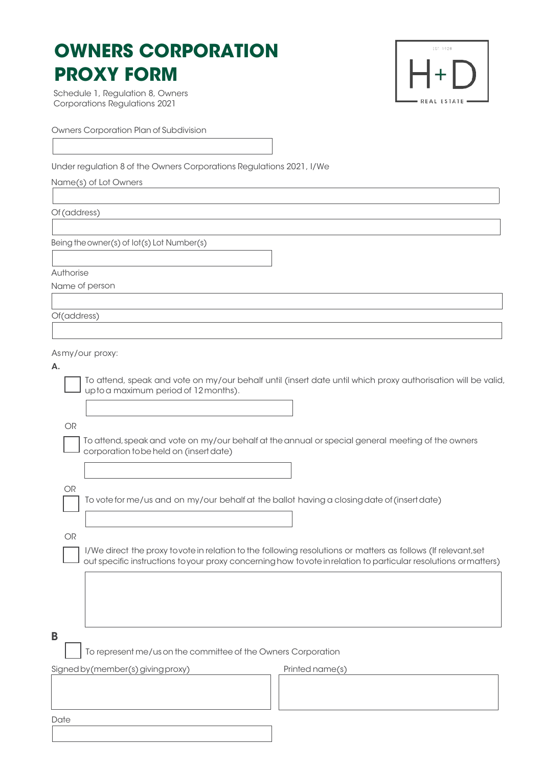# OWNERS CORPORATION PROXY FORM

Schedule 1, Regulation 8, Owners Corporations Regulations 2021

Owners Corporation Plan of Subdivision

Under regulation 8 of the Owners Corporations Regulations 2021, I/We

Name(s) of Lot Owners

Of (address)

Being the owner(s) of lot(s) Lot Number(s)

Authorise

Name of person

Of(address)

As my/our proxy:

**A.**

☐ To attend, speak and vote on my/our behalf until (insert date until which proxy authorisation will be valid, up to a maximum period of 12 months).

OR

☐ To attend, speak and vote on my/our behalf at the annual or special general meeting of the owners corporation to be held on (insert date)

OR

☐ To vote for me/us and on my/our behalf at the ballot having a closing date of (insert date)

OR

☐ I/We direct the proxy to vote in relation to the following resolutions or matters as follows (If relevant, set out specific instructions to your proxy concerning how to vote in relation to particular resolutions or matters)

**B**

☐ To represent me/us on the committee of the Owners Corporation

Signed by (member(s) giving proxy)

Printed name(s)

Date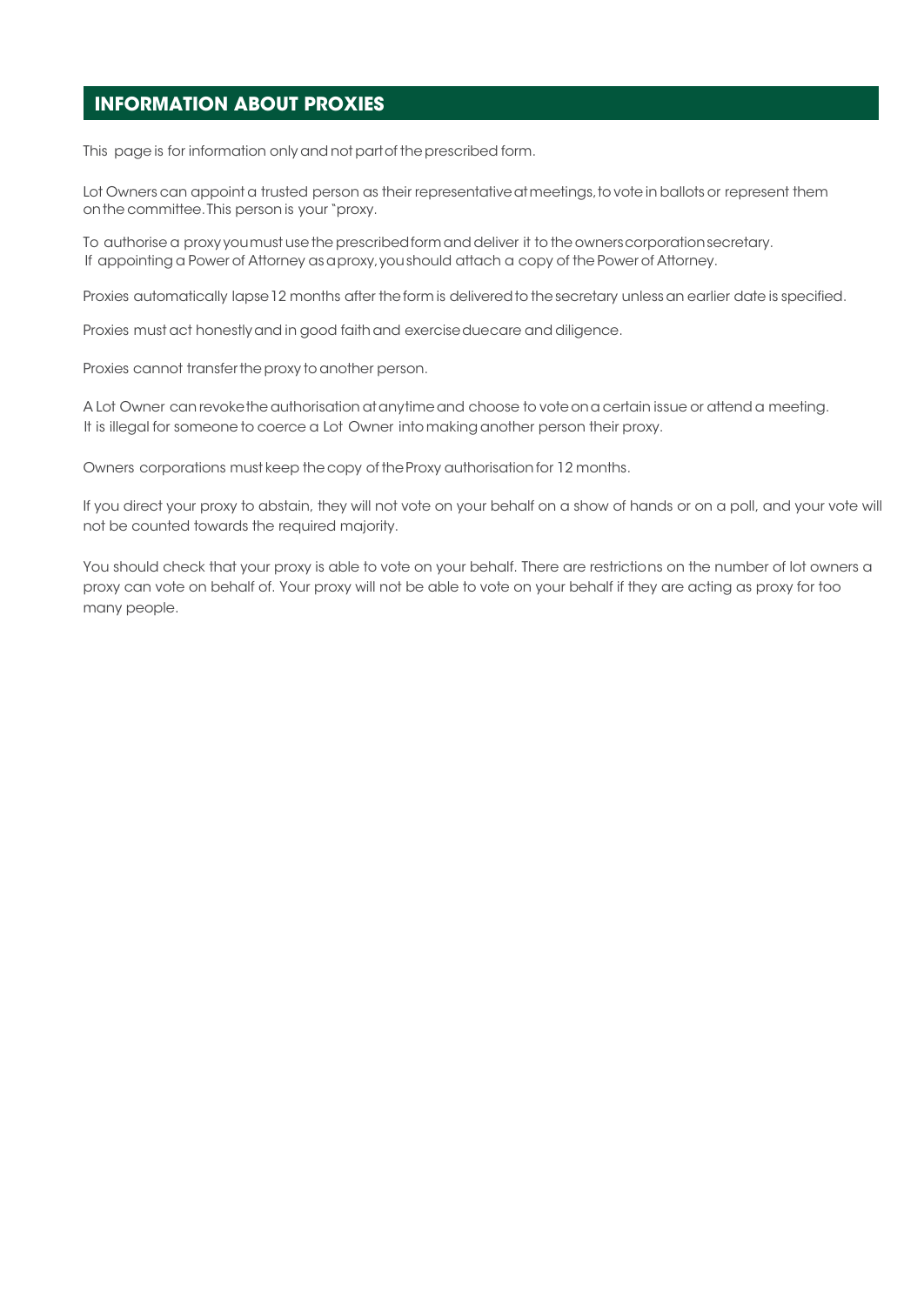## INFORMATION ABOUT PROXIES

This page is for information only and not part of the prescribed form.

Lot Owners can appoint a trusted person as their representative at meetings, to vote in ballots or represent them on the committee. This person is your "proxy.

To authorise a proxy you must use the prescribed form and deliver it to the owners corporation secretary.
If appointing a Power of Attorney as a proxy, you should attach a copy of the Power of Attorney.

Proxies automatically lapse 12 months after the form is delivered to the secretary unless an earlier date is specified.

Proxies must act honestly and in good faith and exercise due care and diligence.

Proxies cannot transfer the proxy to another person.

A Lot Owner can revoke the authorisation at any time and choose to vote on a certain issue or attend a meeting.
It is illegal for someone to coerce a Lot Owner into making another person their proxy.

Owners corporations must keep the copy of the Proxy authorisation for 12 months.

If you direct your proxy to abstain, they will not vote on your behalf on a show of hands or on a poll, and your vote will not be counted towards the required majority.

You should check that your proxy is able to vote on your behalf. There are restrictions on the number of lot owners a proxy can vote on behalf of. Your proxy will not be able to vote on your behalf if they are acting as proxy for too many people.